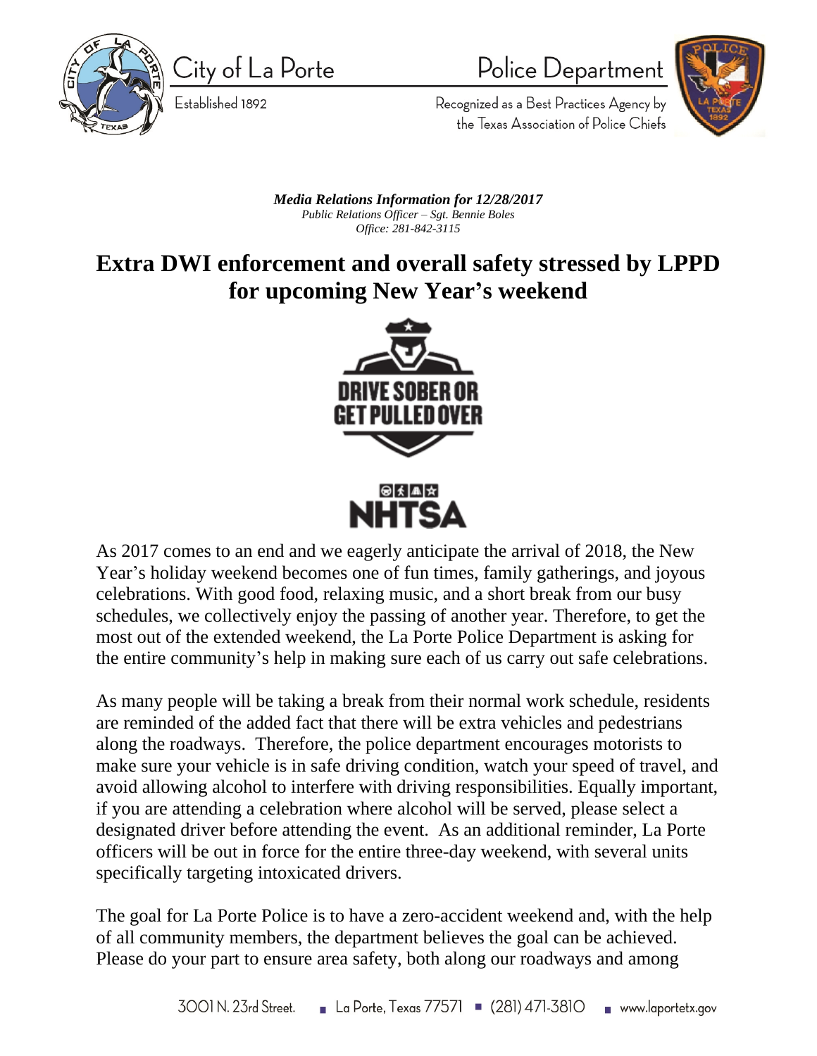City of La Porte

Established 1892

Police Department

Recognized as a Best Practices Agency by the Texas Association of Police Chiefs

***Media Relations Information for 12/28/2017***
*Public Relations Officer – Sgt. Bennie Boles*
*Office: 281-842-3115*

# Extra DWI enforcement and overall safety stressed by LPPD for upcoming New Year's weekend

DRIVE SOBER OR GET PULLED OVER

NHTSA

As 2017 comes to an end and we eagerly anticipate the arrival of 2018, the New Year's holiday weekend becomes one of fun times, family gatherings, and joyous celebrations. With good food, relaxing music, and a short break from our busy schedules, we collectively enjoy the passing of another year. Therefore, to get the most out of the extended weekend, the La Porte Police Department is asking for the entire community's help in making sure each of us carry out safe celebrations.

As many people will be taking a break from their normal work schedule, residents are reminded of the added fact that there will be extra vehicles and pedestrians along the roadways. Therefore, the police department encourages motorists to make sure your vehicle is in safe driving condition, watch your speed of travel, and avoid allowing alcohol to interfere with driving responsibilities. Equally important, if you are attending a celebration where alcohol will be served, please select a designated driver before attending the event. As an additional reminder, La Porte officers will be out in force for the entire three-day weekend, with several units specifically targeting intoxicated drivers.

The goal for La Porte Police is to have a zero-accident weekend and, with the help of all community members, the department believes the goal can be achieved. Please do your part to ensure area safety, both along our roadways and among

3001 N. 23rd Street. ■ La Porte, Texas 77571 ■ (281) 471-3810 ■ www.laportetx.gov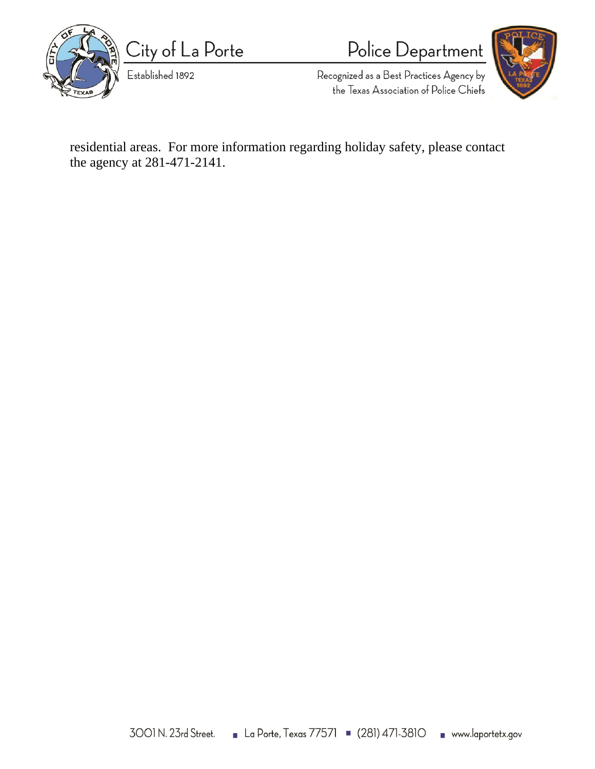residential areas. For more information regarding holiday safety, please contact the agency at 281-471-2141.